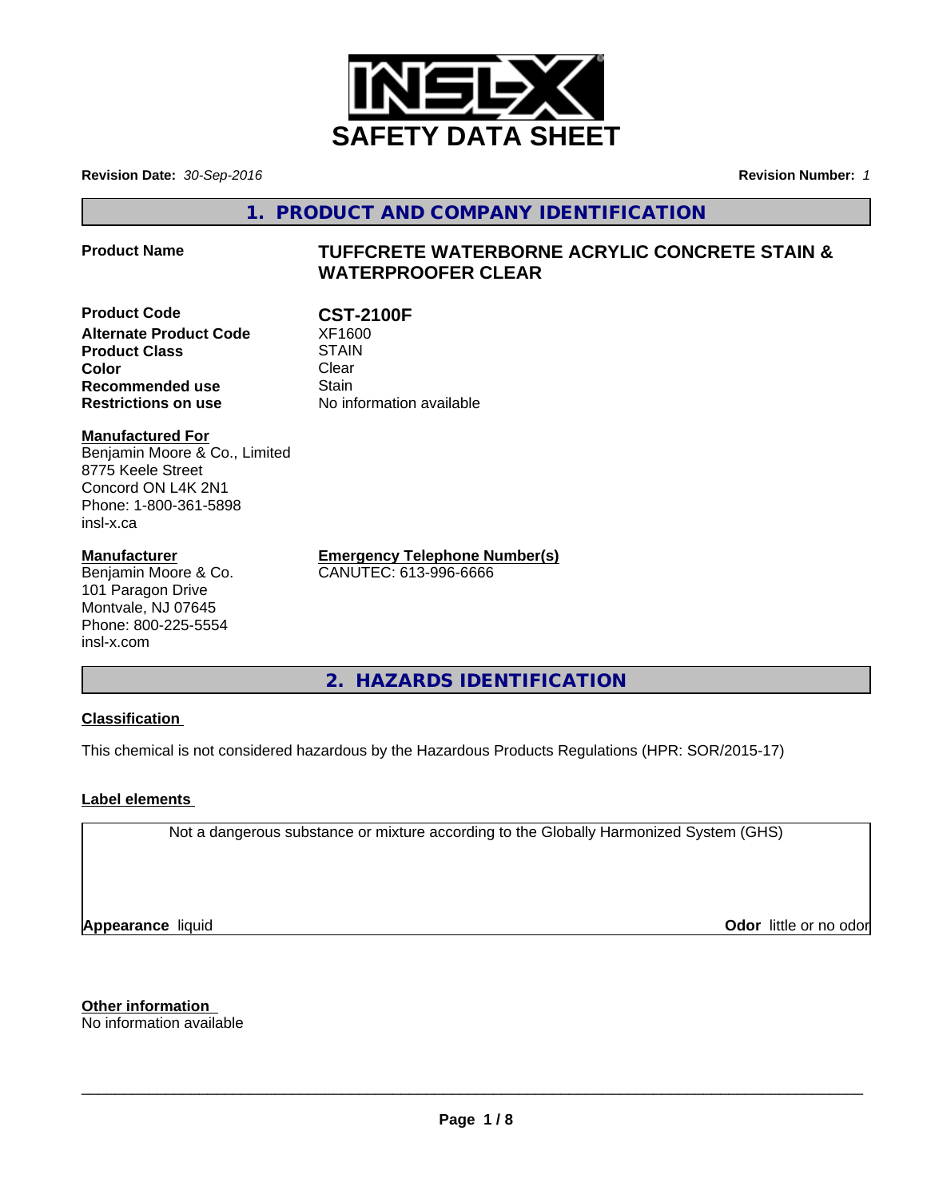# SAFETY DATA SHEET

**Revision Date:** *30-Sep-2016*

**Revision Number:** *1*

## 1. PRODUCT AND COMPANY IDENTIFICATION

**Product Name** TUFFCRETE WATERBORNE ACRYLIC CONCRETE STAIN & WATERPROOFER CLEAR

| | |
|---|---|
| **Product Code** | **CST-2100F** |
| **Alternate Product Code** | XF1600 |
| **Product Class** | STAIN |
| **Color** | Clear |
| **Recommended use** | Stain |
| **Restrictions on use** | No information available |

**Manufactured For**
Benjamin Moore & Co., Limited
8775 Keele Street
Concord ON L4K 2N1
Phone: 1-800-361-5898
insl-x.ca

**Manufacturer**
Benjamin Moore & Co.
101 Paragon Drive
Montvale, NJ 07645
Phone: 800-225-5554
insl-x.com

**Emergency Telephone Number(s)**
CANUTEC: 613-996-6666

## 2. HAZARDS IDENTIFICATION

**Classification**

This chemical is not considered hazardous by the Hazardous Products Regulations (HPR: SOR/2015-17)

**Label elements**

Not a dangerous substance or mixture according to the Globally Harmonized System (GHS)

**Appearance** liquid

**Odor** little or no odor

**Other information**
No information available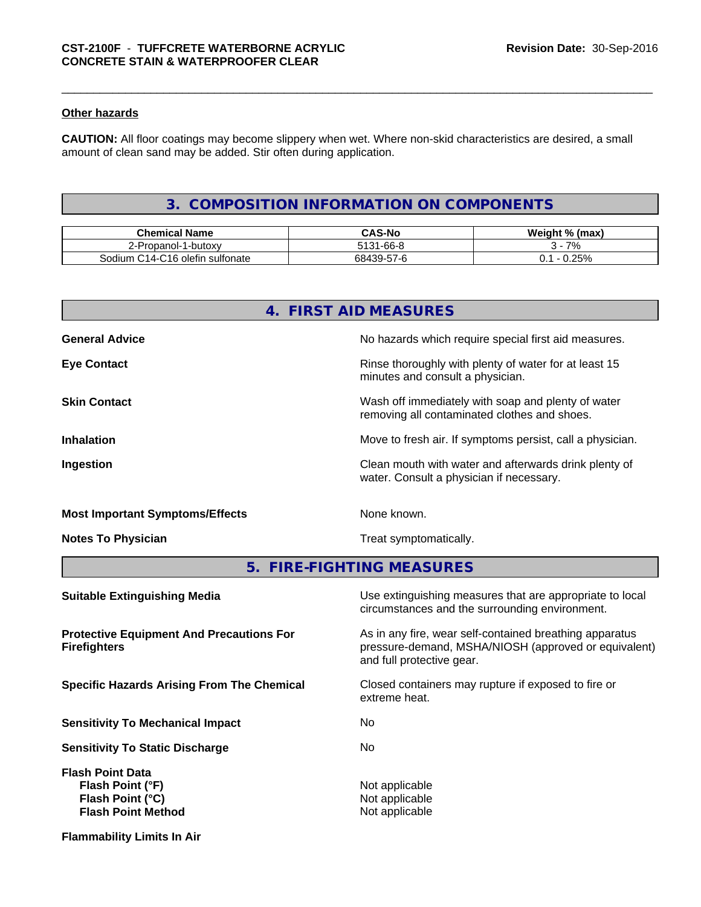### Other hazards

**CAUTION:** All floor coatings may become slippery when wet. Where non-skid characteristics are desired, a small amount of clean sand may be added. Stir often during application.

## 3. COMPOSITION INFORMATION ON COMPONENTS

| Chemical Name | CAS-No | Weight % (max) |
|---|---|---|
| 2-Propanol-1-butoxy | 5131-66-8 | 3 - 7% |
| Sodium C14-C16 olefin sulfonate | 68439-57-6 | 0.1 - 0.25% |

## 4. FIRST AID MEASURES

**General Advice** — No hazards which require special first aid measures.

**Eye Contact** — Rinse thoroughly with plenty of water for at least 15 minutes and consult a physician.

**Skin Contact** — Wash off immediately with soap and plenty of water removing all contaminated clothes and shoes.

**Inhalation** — Move to fresh air. If symptoms persist, call a physician.

**Ingestion** — Clean mouth with water and afterwards drink plenty of water. Consult a physician if necessary.

**Most Important Symptoms/Effects** — None known.

**Notes To Physician** — Treat symptomatically.

## 5. FIRE-FIGHTING MEASURES

**Suitable Extinguishing Media** — Use extinguishing measures that are appropriate to local circumstances and the surrounding environment.

**Protective Equipment And Precautions For Firefighters** — As in any fire, wear self-contained breathing apparatus pressure-demand, MSHA/NIOSH (approved or equivalent) and full protective gear.

**Specific Hazards Arising From The Chemical** — Closed containers may rupture if exposed to fire or extreme heat.

**Sensitivity To Mechanical Impact** — No

**Sensitivity To Static Discharge** — No

**Flash Point Data**
- **Flash Point (°F)** — Not applicable
- **Flash Point (°C)** — Not applicable
- **Flash Point Method** — Not applicable

**Flammability Limits In Air**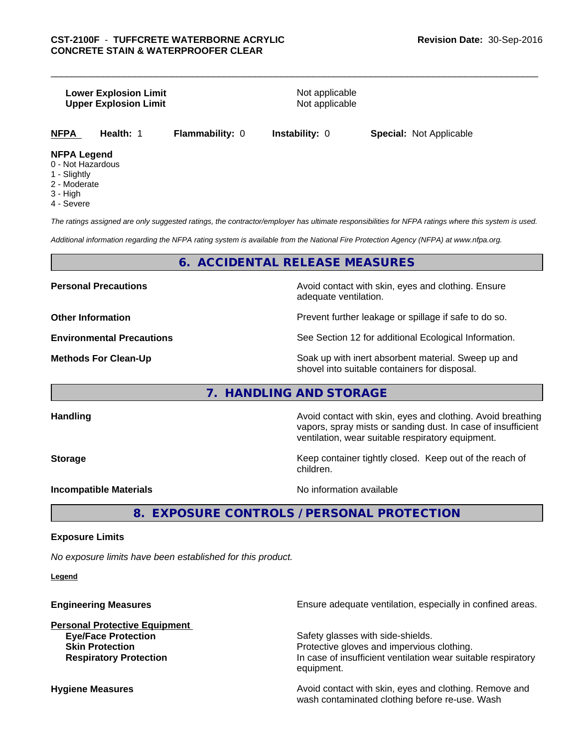| | |
|---|---|
| **Lower Explosion Limit** | Not applicable |
| **Upper Explosion Limit** | Not applicable |

| NFPA | Health: 1 | Flammability: 0 | Instability: 0 | Special: Not Applicable |
|---|---|---|---|---|

**NFPA Legend**
0 - Not Hazardous
1 - Slightly
2 - Moderate
3 - High
4 - Severe

*The ratings assigned are only suggested ratings, the contractor/employer has ultimate responsibilities for NFPA ratings where this system is used.*

*Additional information regarding the NFPA rating system is available from the National Fire Protection Agency (NFPA) at www.nfpa.org.*

## 6. ACCIDENTAL RELEASE MEASURES

| | |
|---|---|
| **Personal Precautions** | Avoid contact with skin, eyes and clothing. Ensure adequate ventilation. |
| **Other Information** | Prevent further leakage or spillage if safe to do so. |
| **Environmental Precautions** | See Section 12 for additional Ecological Information. |
| **Methods For Clean-Up** | Soak up with inert absorbent material. Sweep up and shovel into suitable containers for disposal. |

## 7. HANDLING AND STORAGE

| | |
|---|---|
| **Handling** | Avoid contact with skin, eyes and clothing. Avoid breathing vapors, spray mists or sanding dust. In case of insufficient ventilation, wear suitable respiratory equipment. |
| **Storage** | Keep container tightly closed. Keep out of the reach of children. |
| **Incompatible Materials** | No information available |

## 8. EXPOSURE CONTROLS / PERSONAL PROTECTION

**Exposure Limits**

*No exposure limits have been established for this product.*

**Legend**

| | |
|---|---|
| **Engineering Measures** | Ensure adequate ventilation, especially in confined areas. |
| **Personal Protective Equipment** | |
| **Eye/Face Protection** | Safety glasses with side-shields. |
| **Skin Protection** | Protective gloves and impervious clothing. |
| **Respiratory Protection** | In case of insufficient ventilation wear suitable respiratory equipment. |
| **Hygiene Measures** | Avoid contact with skin, eyes and clothing. Remove and wash contaminated clothing before re-use. Wash |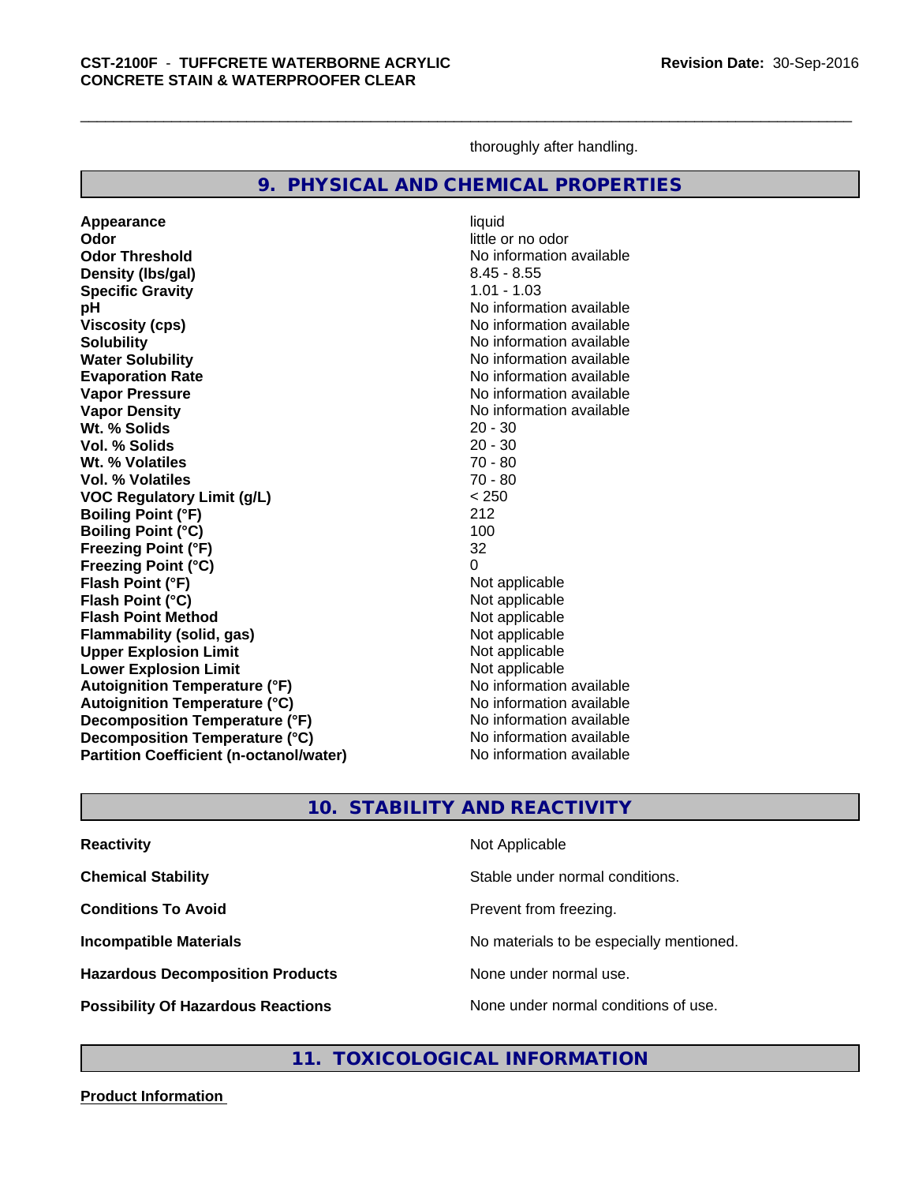thoroughly after handling.

## 9. PHYSICAL AND CHEMICAL PROPERTIES

| | |
|---|---|
| **Appearance** | liquid |
| **Odor** | little or no odor |
| **Odor Threshold** | No information available |
| **Density (lbs/gal)** | 8.45 - 8.55 |
| **Specific Gravity** | 1.01 - 1.03 |
| **pH** | No information available |
| **Viscosity (cps)** | No information available |
| **Solubility** | No information available |
| **Water Solubility** | No information available |
| **Evaporation Rate** | No information available |
| **Vapor Pressure** | No information available |
| **Vapor Density** | No information available |
| **Wt. % Solids** | 20 - 30 |
| **Vol. % Solids** | 20 - 30 |
| **Wt. % Volatiles** | 70 - 80 |
| **Vol. % Volatiles** | 70 - 80 |
| **VOC Regulatory Limit (g/L)** | < 250 |
| **Boiling Point (°F)** | 212 |
| **Boiling Point (°C)** | 100 |
| **Freezing Point (°F)** | 32 |
| **Freezing Point (°C)** | 0 |
| **Flash Point (°F)** | Not applicable |
| **Flash Point (°C)** | Not applicable |
| **Flash Point Method** | Not applicable |
| **Flammability (solid, gas)** | Not applicable |
| **Upper Explosion Limit** | Not applicable |
| **Lower Explosion Limit** | Not applicable |
| **Autoignition Temperature (°F)** | No information available |
| **Autoignition Temperature (°C)** | No information available |
| **Decomposition Temperature (°F)** | No information available |
| **Decomposition Temperature (°C)** | No information available |
| **Partition Coefficient (n-octanol/water)** | No information available |

## 10. STABILITY AND REACTIVITY

| | |
|---|---|
| **Reactivity** | Not Applicable |
| **Chemical Stability** | Stable under normal conditions. |
| **Conditions To Avoid** | Prevent from freezing. |
| **Incompatible Materials** | No materials to be especially mentioned. |
| **Hazardous Decomposition Products** | None under normal use. |
| **Possibility Of Hazardous Reactions** | None under normal conditions of use. |

## 11. TOXICOLOGICAL INFORMATION

**Product Information**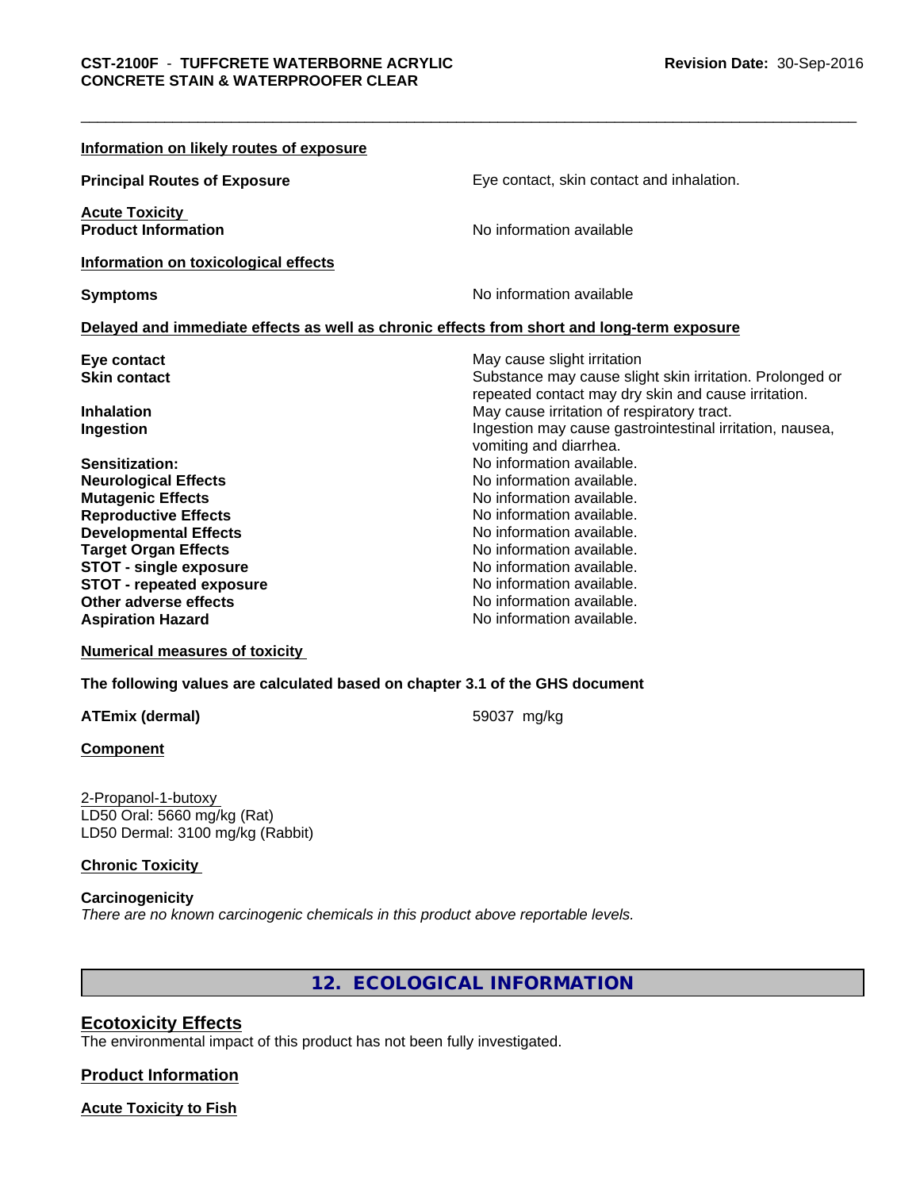**Information on likely routes of exposure**

| | |
|---|---|
| **Principal Routes of Exposure** | Eye contact, skin contact and inhalation. |

**Acute Toxicity**

| | |
|---|---|
| **Product Information** | No information available |

**Information on toxicological effects**

| | |
|---|---|
| **Symptoms** | No information available |

**Delayed and immediate effects as well as chronic effects from short and long-term exposure**

| | |
|---|---|
| **Eye contact** | May cause slight irritation |
| **Skin contact** | Substance may cause slight skin irritation. Prolonged or repeated contact may dry skin and cause irritation. |
| **Inhalation** | May cause irritation of respiratory tract. |
| **Ingestion** | Ingestion may cause gastrointestinal irritation, nausea, vomiting and diarrhea. |
| **Sensitization:** | No information available. |
| **Neurological Effects** | No information available. |
| **Mutagenic Effects** | No information available. |
| **Reproductive Effects** | No information available. |
| **Developmental Effects** | No information available. |
| **Target Organ Effects** | No information available. |
| **STOT - single exposure** | No information available. |
| **STOT - repeated exposure** | No information available. |
| **Other adverse effects** | No information available. |
| **Aspiration Hazard** | No information available. |

**Numerical measures of toxicity**

**The following values are calculated based on chapter 3.1 of the GHS document**

| | |
|---|---|
| **ATEmix (dermal)** | 59037 mg/kg |

**Component**

2-Propanol-1-butoxy
LD50 Oral: 5660 mg/kg (Rat)
LD50 Dermal: 3100 mg/kg (Rabbit)

**Chronic Toxicity**

**Carcinogenicity**
*There are no known carcinogenic chemicals in this product above reportable levels.*

## 12. ECOLOGICAL INFORMATION

### Ecotoxicity Effects

The environmental impact of this product has not been fully investigated.

**Product Information**

**Acute Toxicity to Fish**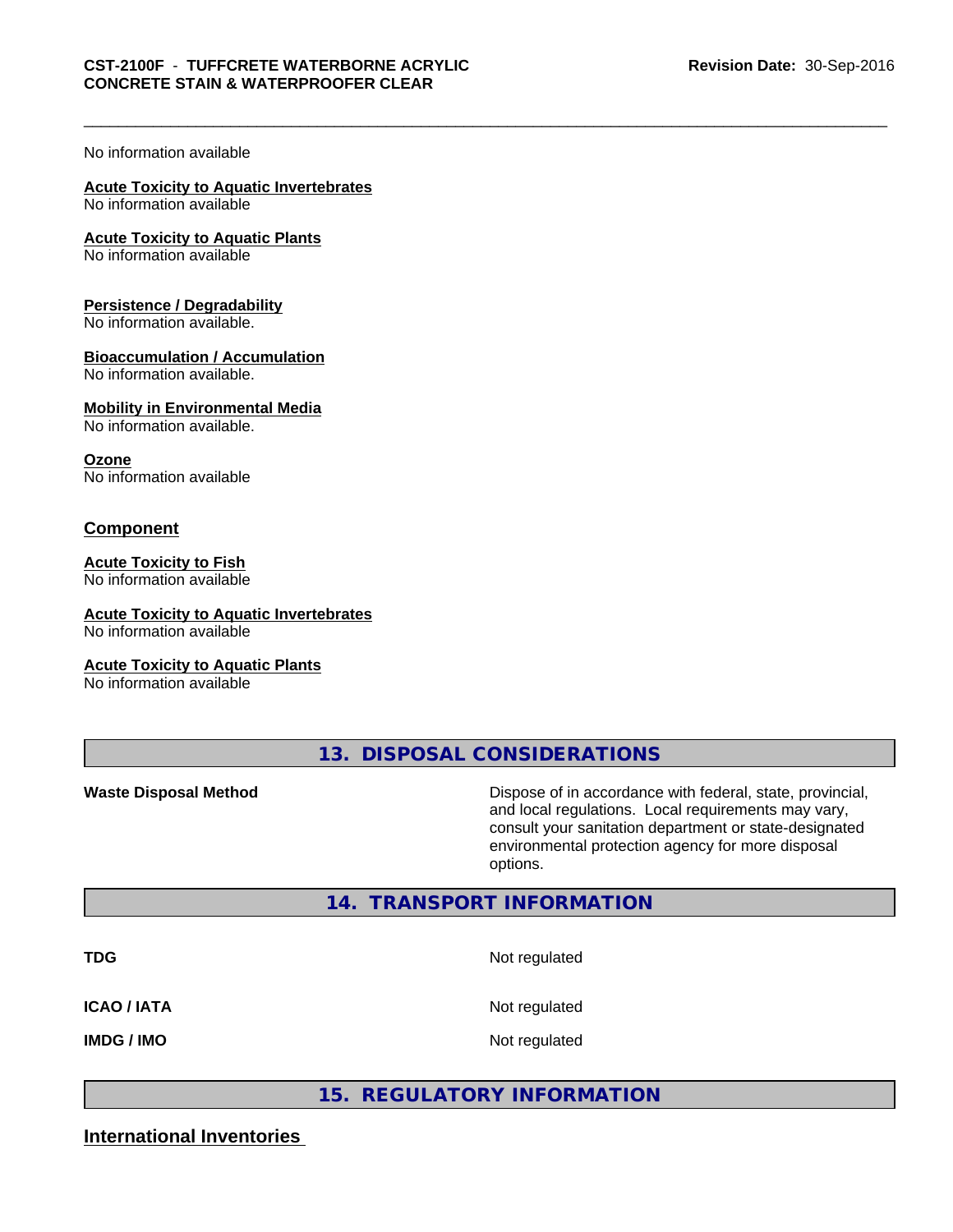No information available

**Acute Toxicity to Aquatic Invertebrates**
No information available

**Acute Toxicity to Aquatic Plants**
No information available

**Persistence / Degradability**
No information available.

**Bioaccumulation / Accumulation**
No information available.

**Mobility in Environmental Media**
No information available.

**Ozone**
No information available

**Component**

**Acute Toxicity to Fish**
No information available

**Acute Toxicity to Aquatic Invertebrates**
No information available

**Acute Toxicity to Aquatic Plants**
No information available

## 13. DISPOSAL CONSIDERATIONS

| | |
|---|---|
| **Waste Disposal Method** | Dispose of in accordance with federal, state, provincial, and local regulations. Local requirements may vary, consult your sanitation department or state-designated environmental protection agency for more disposal options. |

## 14. TRANSPORT INFORMATION

| | |
|---|---|
| **TDG** | Not regulated |
| **ICAO / IATA** | Not regulated |
| **IMDG / IMO** | Not regulated |

## 15. REGULATORY INFORMATION

**International Inventories**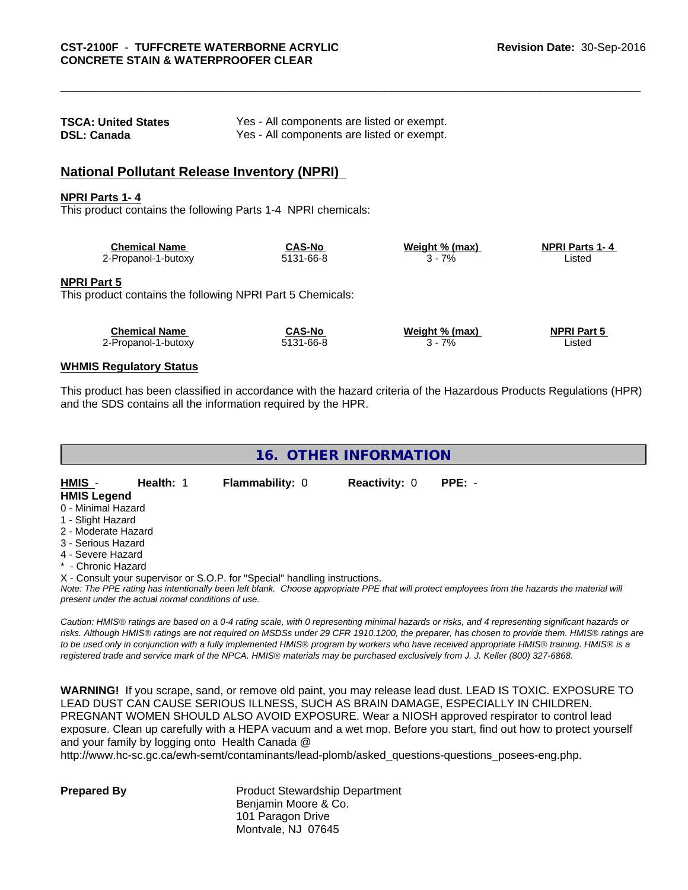| | |
|---|---|
| **TSCA: United States** | Yes - All components are listed or exempt. |
| **DSL: Canada** | Yes - All components are listed or exempt. |

## National Pollutant Release Inventory (NPRI)

**NPRI Parts 1- 4**

This product contains the following Parts 1-4 NPRI chemicals:

| Chemical Name | CAS-No | Weight % (max) | NPRI Parts 1- 4 |
|---|---|---|---|
| 2-Propanol-1-butoxy | 5131-66-8 | 3 - 7% | Listed |

**NPRI Part 5**

This product contains the following NPRI Part 5 Chemicals:

| Chemical Name | CAS-No | Weight % (max) | NPRI Part 5 |
|---|---|---|---|
| 2-Propanol-1-butoxy | 5131-66-8 | 3 - 7% | Listed |

**WHMIS Regulatory Status**

This product has been classified in accordance with the hazard criteria of the Hazardous Products Regulations (HPR) and the SDS contains all the information required by the HPR.

## 16. OTHER INFORMATION

**HMIS** - **Health:** 1 **Flammability:** 0 **Reactivity:** 0 **PPE:** -

**HMIS Legend**

0 - Minimal Hazard
1 - Slight Hazard
2 - Moderate Hazard
3 - Serious Hazard
4 - Severe Hazard
* - Chronic Hazard
X - Consult your supervisor or S.O.P. for "Special" handling instructions.

*Note: The PPE rating has intentionally been left blank. Choose appropriate PPE that will protect employees from the hazards the material will present under the actual normal conditions of use.*

*Caution: HMIS® ratings are based on a 0-4 rating scale, with 0 representing minimal hazards or risks, and 4 representing significant hazards or risks. Although HMIS® ratings are not required on MSDSs under 29 CFR 1910.1200, the preparer, has chosen to provide them. HMIS® ratings are to be used only in conjunction with a fully implemented HMIS® program by workers who have received appropriate HMIS® training. HMIS® is a registered trade and service mark of the NPCA. HMIS® materials may be purchased exclusively from J. J. Keller (800) 327-6868.*

**WARNING!** If you scrape, sand, or remove old paint, you may release lead dust. LEAD IS TOXIC. EXPOSURE TO LEAD DUST CAN CAUSE SERIOUS ILLNESS, SUCH AS BRAIN DAMAGE, ESPECIALLY IN CHILDREN. PREGNANT WOMEN SHOULD ALSO AVOID EXPOSURE. Wear a NIOSH approved respirator to control lead exposure. Clean up carefully with a HEPA vacuum and a wet mop. Before you start, find out how to protect yourself and your family by logging onto Health Canada @ http://www.hc-sc.gc.ca/ewh-semt/contaminants/lead-plomb/asked_questions-questions_posees-eng.php.

**Prepared By**

Product Stewardship Department
Benjamin Moore & Co.
101 Paragon Drive
Montvale, NJ 07645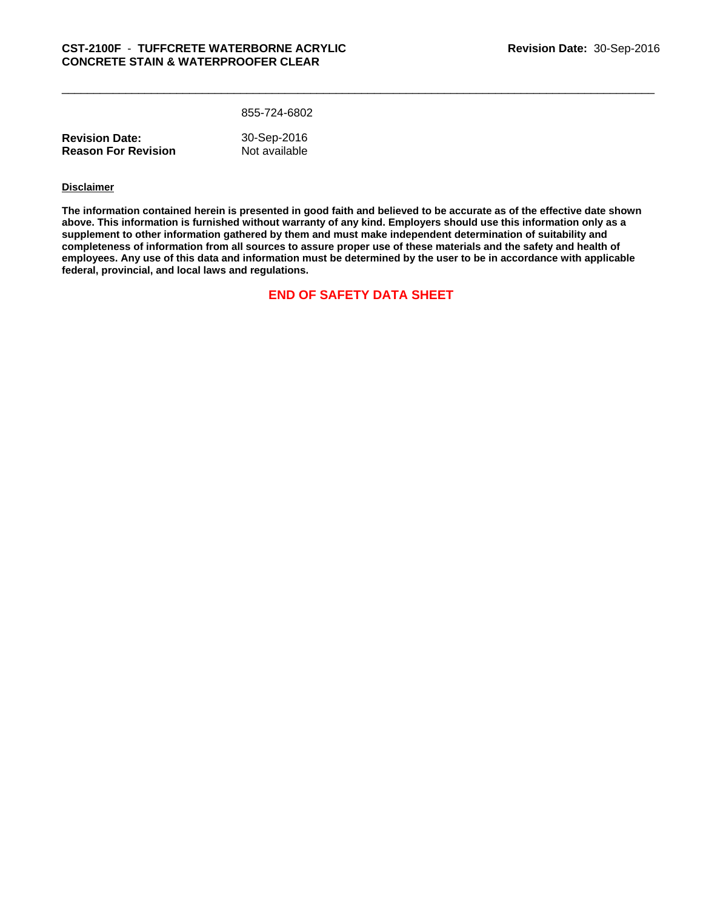855-724-6802

**Revision Date:** 30-Sep-2016
**Reason For Revision** Not available

**Disclaimer**

**The information contained herein is presented in good faith and believed to be accurate as of the effective date shown above. This information is furnished without warranty of any kind. Employers should use this information only as a supplement to other information gathered by them and must make independent determination of suitability and completeness of information from all sources to assure proper use of these materials and the safety and health of employees. Any use of this data and information must be determined by the user to be in accordance with applicable federal, provincial, and local laws and regulations.**

**END OF SAFETY DATA SHEET**